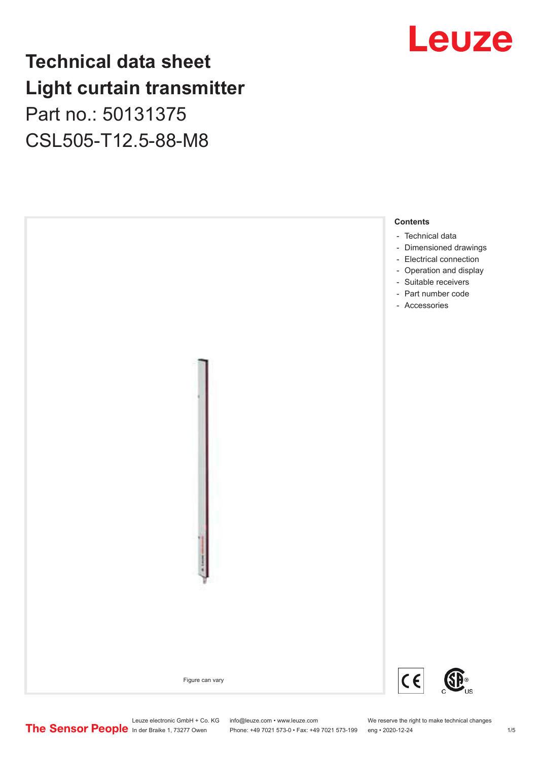# Technical data sheet
# Light curtain transmitter

Part no.: 50131375

CSL505-T12.5-88-M8

Figure can vary

**Contents**

- Technical data
- Dimensioned drawings
- Electrical connection
- Operation and display
- Suitable receivers
- Part number code
- Accessories

Leuze electronic GmbH + Co. KG
In der Braike 1, 73277 Owen

info@leuze.com • www.leuze.com
Phone: +49 7021 573-0 • Fax: +49 7021 573-199

We reserve the right to make technical changes
eng • 2020-12-24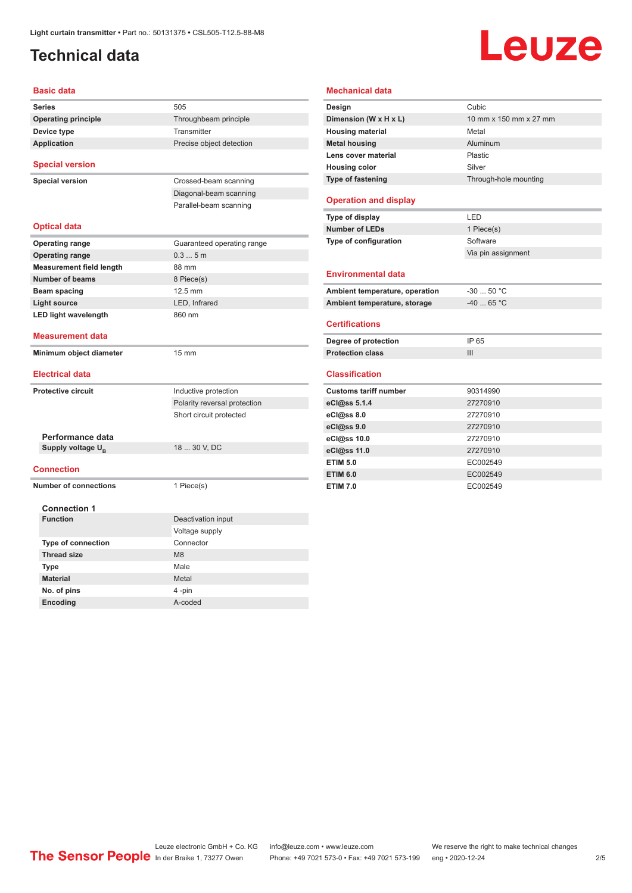# Technical data

## Basic data

| | |
|---|---|
| **Series** | 505 |
| **Operating principle** | Throughbeam principle |
| **Device type** | Transmitter |
| **Application** | Precise object detection |

## Special version

| | |
|---|---|
| **Special version** | Crossed-beam scanning |
| | Diagonal-beam scanning |
| | Parallel-beam scanning |

## Optical data

| | |
|---|---|
| **Operating range** | Guaranteed operating range |
| **Operating range** | 0.3 ... 5 m |
| **Measurement field length** | 88 mm |
| **Number of beams** | 8 Piece(s) |
| **Beam spacing** | 12.5 mm |
| **Light source** | LED, Infrared |
| **LED light wavelength** | 860 nm |

## Measurement data

| | |
|---|---|
| **Minimum object diameter** | 15 mm |

## Electrical data

| | |
|---|---|
| **Protective circuit** | Inductive protection |
| | Polarity reversal protection |
| | Short circuit protected |

### Performance data

| | |
|---|---|
| **Supply voltage $U_B$** | 18 ... 30 V, DC |

## Connection

| | |
|---|---|
| **Number of connections** | 1 Piece(s) |

### Connection 1

| | |
|---|---|
| **Function** | Deactivation input |
| | Voltage supply |
| **Type of connection** | Connector |
| **Thread size** | M8 |
| **Type** | Male |
| **Material** | Metal |
| **No. of pins** | 4 -pin |
| **Encoding** | A-coded |

## Mechanical data

| | |
|---|---|
| **Design** | Cubic |
| **Dimension (W x H x L)** | 10 mm x 150 mm x 27 mm |
| **Housing material** | Metal |
| **Metal housing** | Aluminum |
| **Lens cover material** | Plastic |
| **Housing color** | Silver |
| **Type of fastening** | Through-hole mounting |

## Operation and display

| | |
|---|---|
| **Type of display** | LED |
| **Number of LEDs** | 1 Piece(s) |
| **Type of configuration** | Software |
| | Via pin assignment |

## Environmental data

| | |
|---|---|
| **Ambient temperature, operation** | -30 ... 50 °C |
| **Ambient temperature, storage** | -40 ... 65 °C |

## Certifications

| | |
|---|---|
| **Degree of protection** | IP 65 |
| **Protection class** | III |

## Classification

| | |
|---|---|
| **Customs tariff number** | 90314990 |
| **eCl@ss 5.1.4** | 27270910 |
| **eCl@ss 8.0** | 27270910 |
| **eCl@ss 9.0** | 27270910 |
| **eCl@ss 10.0** | 27270910 |
| **eCl@ss 11.0** | 27270910 |
| **ETIM 5.0** | EC002549 |
| **ETIM 6.0** | EC002549 |
| **ETIM 7.0** | EC002549 |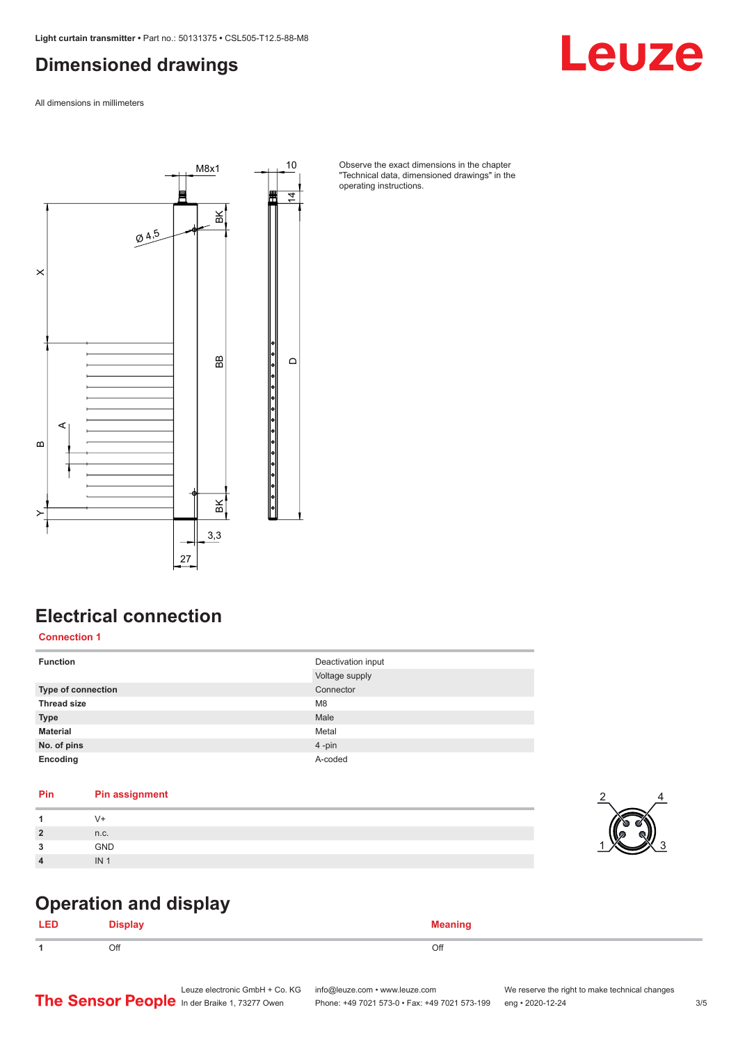# Dimensioned drawings

All dimensions in millimeters

Observe the exact dimensions in the chapter "Technical data, dimensioned drawings" in the operating instructions.

# Electrical connection

## Connection 1

| Function | Deactivation input |
|---|---|
| | Voltage supply |
| **Type of connection** | Connector |
| **Thread size** | M8 |
| **Type** | Male |
| **Material** | Metal |
| **No. of pins** | 4 -pin |
| **Encoding** | A-coded |

| Pin | Pin assignment |
|---|---|
| **1** | V+ |
| **2** | n.c. |
| **3** | GND |
| **4** | IN 1 |

# Operation and display

| LED | Display | Meaning |
|---|---|---|
| **1** | Off | Off |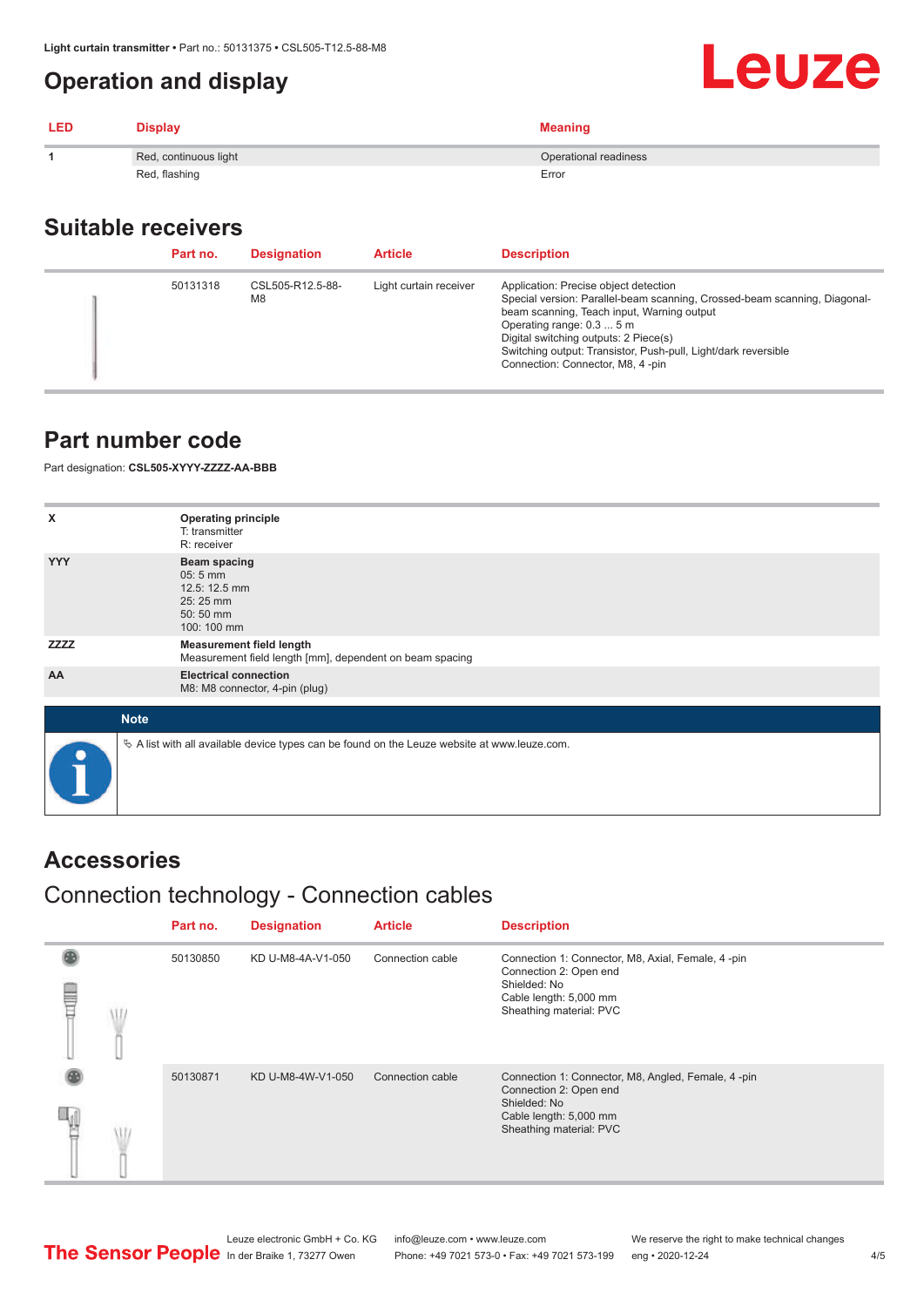## Operation and display

| LED | Display | Meaning |
|---|---|---|
| 1 | Red, continuous light | Operational readiness |
| | Red, flashing | Error |

## Suitable receivers

| Part no. | Designation | Article | Description |
|---|---|---|---|
| 50131318 | CSL505-R12.5-88-M8 | Light curtain receiver | Application: Precise object detection<br>Special version: Parallel-beam scanning, Crossed-beam scanning, Diagonal-beam scanning, Teach input, Warning output<br>Operating range: 0.3 ... 5 m<br>Digital switching outputs: 2 Piece(s)<br>Switching output: Transistor, Push-pull, Light/dark reversible<br>Connection: Connector, M8, 4 -pin |

## Part number code

Part designation: **CSL505-XYYY-ZZZZ-AA-BBB**

| | |
|---|---|
| X | **Operating principle**<br>T: transmitter<br>R: receiver |
| YYY | **Beam spacing**<br>05: 5 mm<br>12.5: 12.5 mm<br>25: 25 mm<br>50: 50 mm<br>100: 100 mm |
| ZZZZ | **Measurement field length**<br>Measurement field length [mm], dependent on beam spacing |
| AA | **Electrical connection**<br>M8: M8 connector, 4-pin (plug) |

**Note**

A list with all available device types can be found on the Leuze website at www.leuze.com.

## Accessories

### Connection technology - Connection cables

| Part no. | Designation | Article | Description |
|---|---|---|---|
| 50130850 | KD U-M8-4A-V1-050 | Connection cable | Connection 1: Connector, M8, Axial, Female, 4 -pin<br>Connection 2: Open end<br>Shielded: No<br>Cable length: 5,000 mm<br>Sheathing material: PVC |
| 50130871 | KD U-M8-4W-V1-050 | Connection cable | Connection 1: Connector, M8, Angled, Female, 4 -pin<br>Connection 2: Open end<br>Shielded: No<br>Cable length: 5,000 mm<br>Sheathing material: PVC |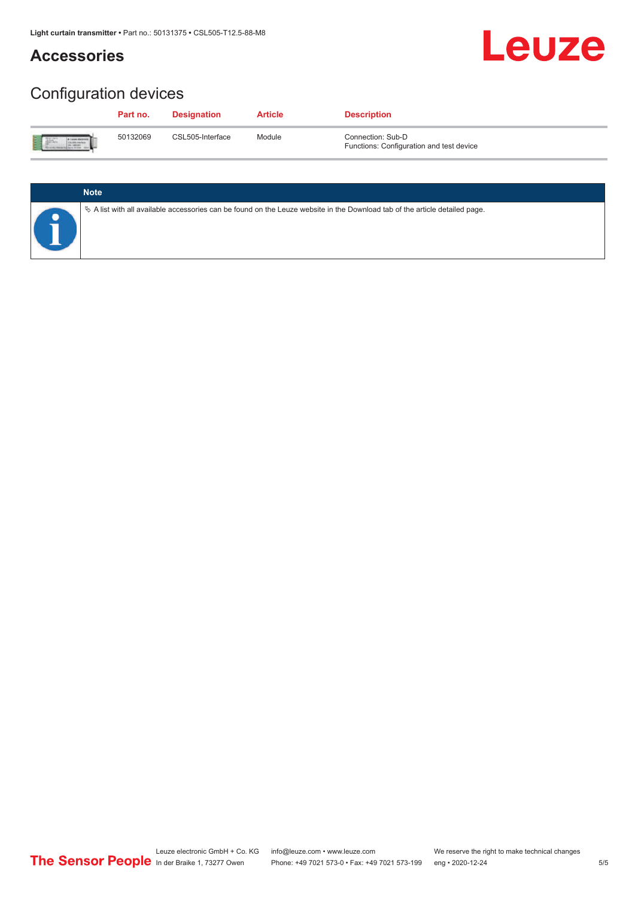## Accessories

# Configuration devices

| | Part no. | Designation | Article | Description |
|---|---|---|---|---|
| | 50132069 | CSL505-Interface | Module | Connection: Sub-D<br>Functions: Configuration and test device |

**Note**

↳ A list with all available accessories can be found on the Leuze website in the Download tab of the article detailed page.